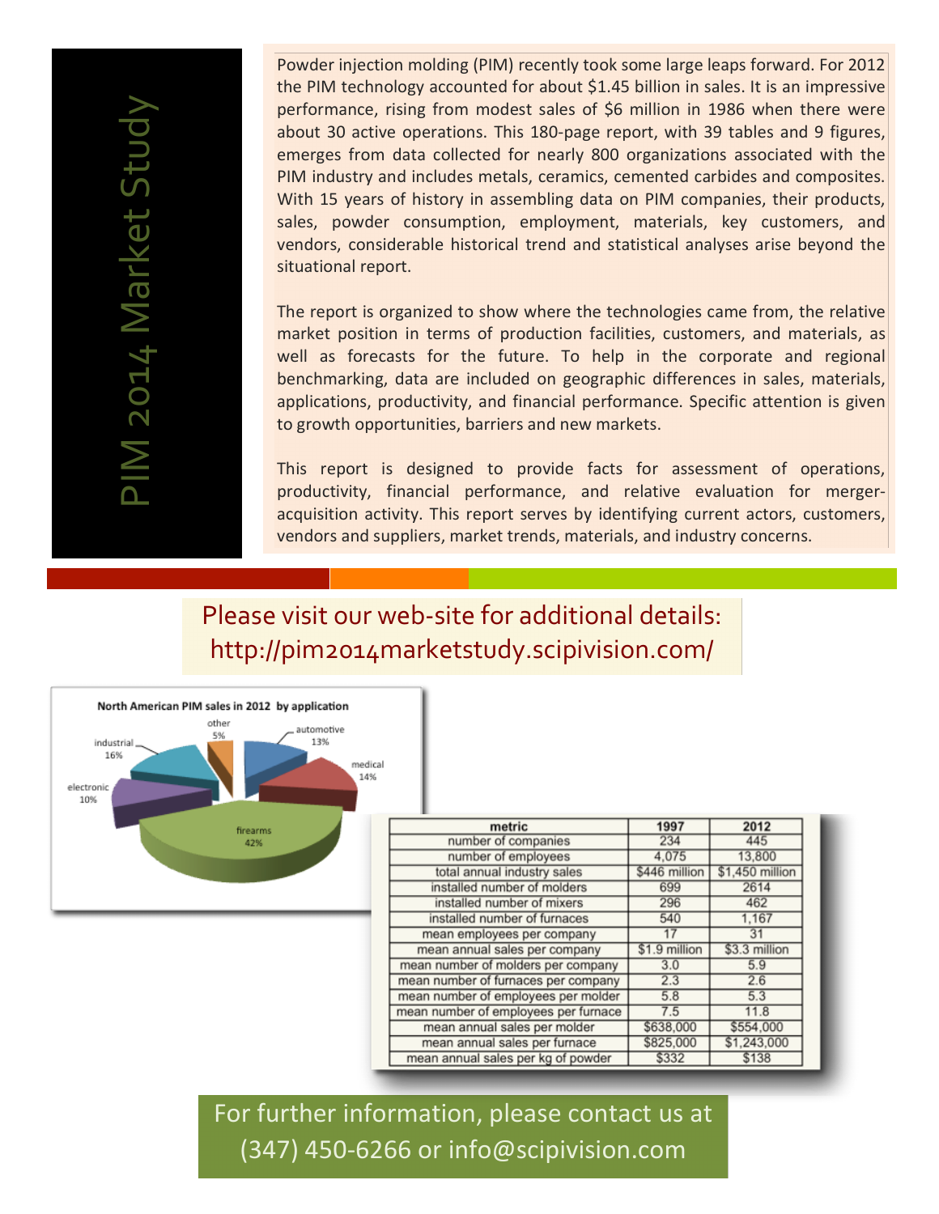# PIM 2014 Market Study

Powder injection molding (PIM) recently took some large leaps forward. For 2012 the PIM technology accounted for about $1.45 billion in sales. It is an impressive performance, rising from modest sales of $6 million in 1986 when there were about 30 active operations. This 180-page report, with 39 tables and 9 figures, emerges from data collected for nearly 800 organizations associated with the PIM industry and includes metals, ceramics, cemented carbides and composites. With 15 years of history in assembling data on PIM companies, their products, sales, powder consumption, employment, materials, key customers, and vendors, considerable historical trend and statistical analyses arise beyond the situational report.

The report is organized to show where the technologies came from, the relative market position in terms of production facilities, customers, and materials, as well as forecasts for the future. To help in the corporate and regional benchmarking, data are included on geographic differences in sales, materials, applications, productivity, and financial performance. Specific attention is given to growth opportunities, barriers and new markets.

This report is designed to provide facts for assessment of operations, productivity, financial performance, and relative evaluation for merger-acquisition activity. This report serves by identifying current actors, customers, vendors and suppliers, market trends, materials, and industry concerns.

Please visit our web-site for additional details:
http://pim2014marketstudy.scipivision.com/

**North American PIM sales in 2012 by application**

- firearms 42%
- industrial 16%
- medical 14%
- automotive 13%
- electronic 10%
- other 5%

| metric | 1997 | 2012 |
|---|---|---|
| number of companies | 234 | 445 |
| number of employees | 4,075 | 13,800 |
| total annual industry sales | $446 million | $1,450 million |
| installed number of molders | 699 | 2614 |
| installed number of mixers | 296 | 462 |
| installed number of furnaces | 540 | 1,167 |
| mean employees per company | 17 | 31 |
| mean annual sales per company | $1.9 million | $3.3 million |
| mean number of molders per company | 3.0 | 5.9 |
| mean number of furnaces per company | 2.3 | 2.6 |
| mean number of employees per molder | 5.8 | 5.3 |
| mean number of employees per furnace | 7.5 | 11.8 |
| mean annual sales per molder | $638,000 | $554,000 |
| mean annual sales per furnace | $825,000 | $1,243,000 |
| mean annual sales per kg of powder | $332 | $138 |

For further information, please contact us at
(347) 450-6266 or info@scipivision.com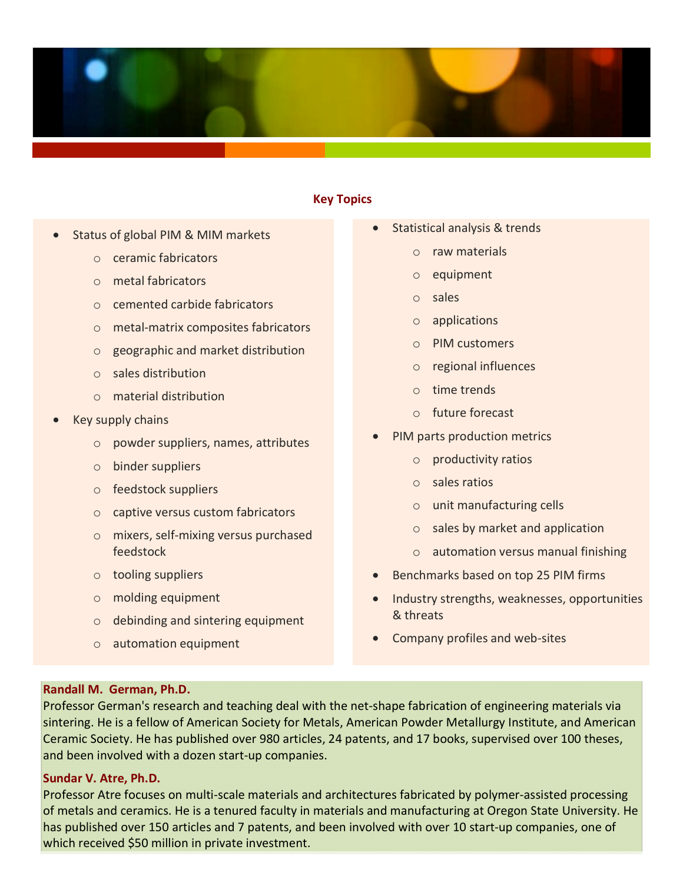## Key Topics

- Status of global PIM & MIM markets
  - ceramic fabricators
  - metal fabricators
  - cemented carbide fabricators
  - metal-matrix composites fabricators
  - geographic and market distribution
  - sales distribution
  - material distribution
- Key supply chains
  - powder suppliers, names, attributes
  - binder suppliers
  - feedstock suppliers
  - captive versus custom fabricators
  - mixers, self-mixing versus purchased feedstock
  - tooling suppliers
  - molding equipment
  - debinding and sintering equipment
  - automation equipment
- Statistical analysis & trends
  - raw materials
  - equipment
  - sales
  - applications
  - PIM customers
  - regional influences
  - time trends
  - future forecast
- PIM parts production metrics
  - productivity ratios
  - sales ratios
  - unit manufacturing cells
  - sales by market and application
  - automation versus manual finishing
- Benchmarks based on top 25 PIM firms
- Industry strengths, weaknesses, opportunities & threats
- Company profiles and web-sites

**Randall M. German, Ph.D.**
Professor German's research and teaching deal with the net-shape fabrication of engineering materials via sintering. He is a fellow of American Society for Metals, American Powder Metallurgy Institute, and American Ceramic Society. He has published over 980 articles, 24 patents, and 17 books, supervised over 100 theses, and been involved with a dozen start-up companies.

**Sundar V. Atre, Ph.D.**
Professor Atre focuses on multi-scale materials and architectures fabricated by polymer-assisted processing of metals and ceramics. He is a tenured faculty in materials and manufacturing at Oregon State University. He has published over 150 articles and 7 patents, and been involved with over 10 start-up companies, one of which received $50 million in private investment.